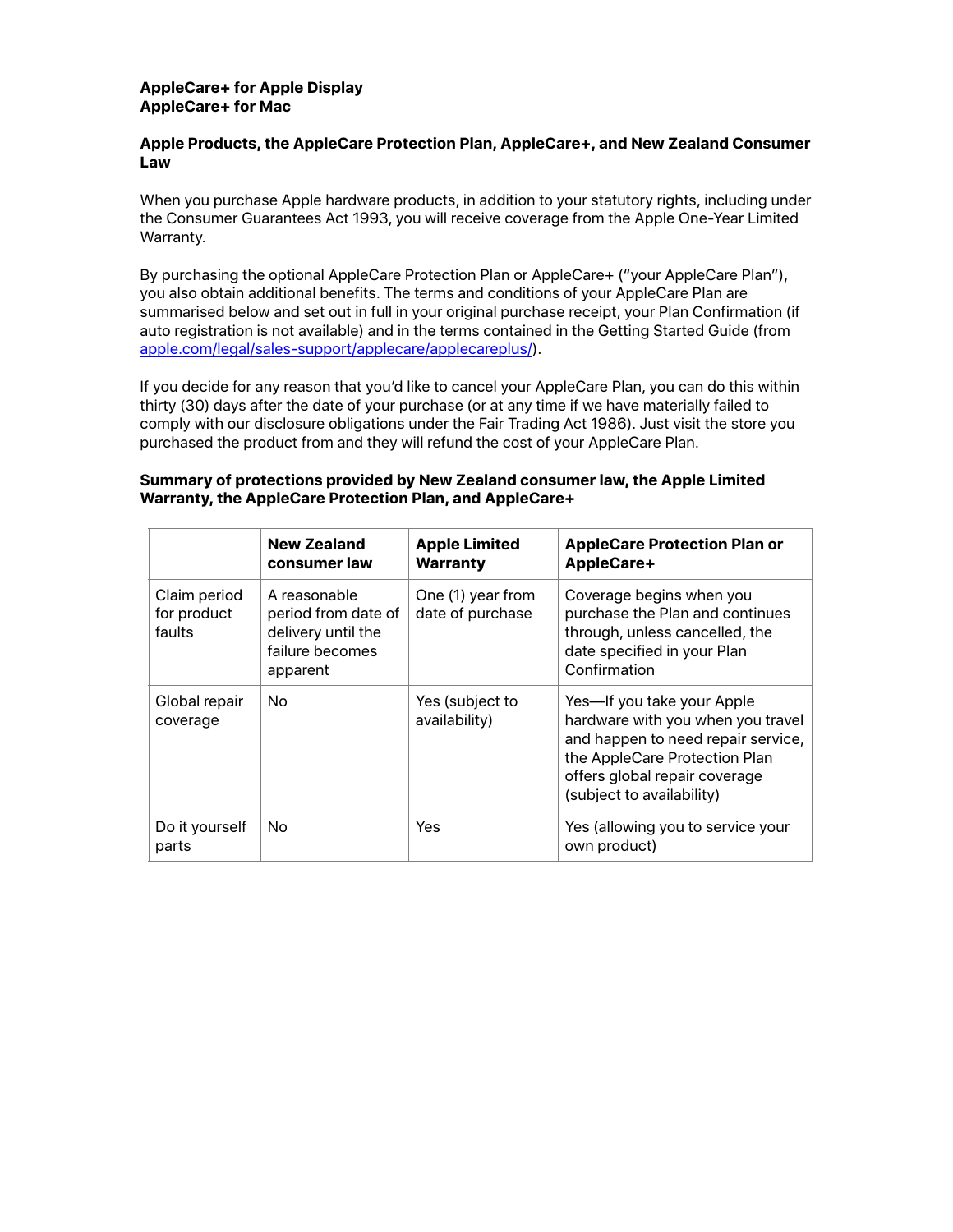**AppleCare+ for Apple Display**
**AppleCare+ for Mac**

## Apple Products, the AppleCare Protection Plan, AppleCare+, and New Zealand Consumer Law

When you purchase Apple hardware products, in addition to your statutory rights, including under the Consumer Guarantees Act 1993, you will receive coverage from the Apple One-Year Limited Warranty.

By purchasing the optional AppleCare Protection Plan or AppleCare+ ("your AppleCare Plan"), you also obtain additional benefits. The terms and conditions of your AppleCare Plan are summarised below and set out in full in your original purchase receipt, your Plan Confirmation (if auto registration is not available) and in the terms contained in the Getting Started Guide (from [apple.com/legal/sales-support/applecare/applecareplus/](apple.com/legal/sales-support/applecare/applecareplus/)).

If you decide for any reason that you'd like to cancel your AppleCare Plan, you can do this within thirty (30) days after the date of your purchase (or at any time if we have materially failed to comply with our disclosure obligations under the Fair Trading Act 1986). Just visit the store you purchased the product from and they will refund the cost of your AppleCare Plan.

## Summary of protections provided by New Zealand consumer law, the Apple Limited Warranty, the AppleCare Protection Plan, and AppleCare+

| | **New Zealand consumer law** | **Apple Limited Warranty** | **AppleCare Protection Plan or AppleCare+** |
|---|---|---|---|
| Claim period for product faults | A reasonable period from date of delivery until the failure becomes apparent | One (1) year from date of purchase | Coverage begins when you purchase the Plan and continues through, unless cancelled, the date specified in your Plan Confirmation |
| Global repair coverage | No | Yes (subject to availability) | Yes—If you take your Apple hardware with you when you travel and happen to need repair service, the AppleCare Protection Plan offers global repair coverage (subject to availability) |
| Do it yourself parts | No | Yes | Yes (allowing you to service your own product) |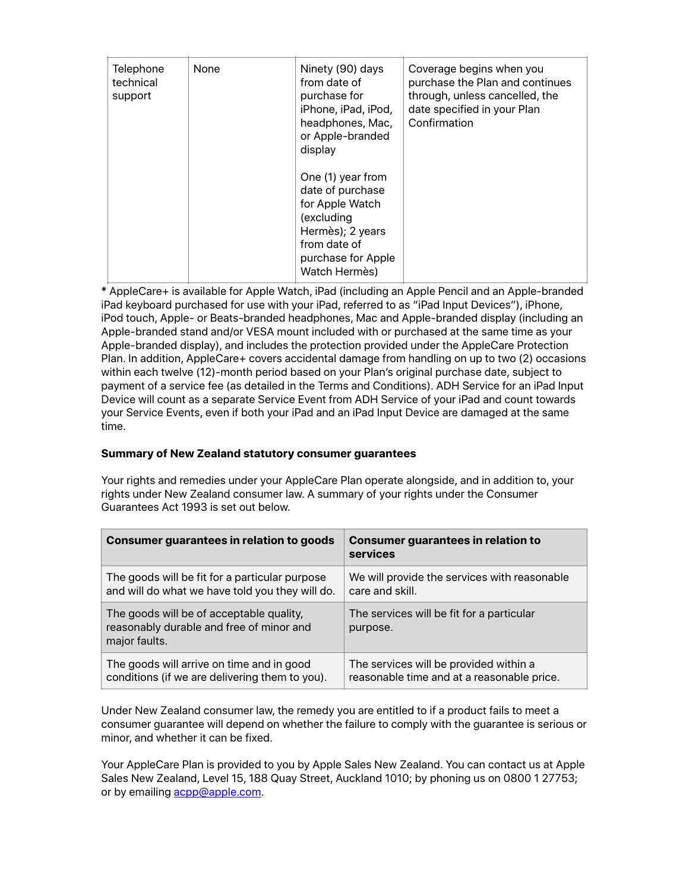| | | | |
|---|---|---|---|
| Telephone technical support | None | Ninety (90) days from date of purchase for iPhone, iPad, iPod, headphones, Mac, or Apple-branded display<br><br>One (1) year from date of purchase for Apple Watch (excluding Hermès); 2 years from date of purchase for Apple Watch Hermès) | Coverage begins when you purchase the Plan and continues through, unless cancelled, the date specified in your Plan Confirmation |

**\*** AppleCare+ is available for Apple Watch, iPad (including an Apple Pencil and an Apple-branded iPad keyboard purchased for use with your iPad, referred to as "iPad Input Devices"), iPhone, iPod touch, Apple- or Beats-branded headphones, Mac and Apple-branded display (including an Apple-branded stand and/or VESA mount included with or purchased at the same time as your Apple-branded display), and includes the protection provided under the AppleCare Protection Plan. In addition, AppleCare+ covers accidental damage from handling on up to two (2) occasions within each twelve (12)-month period based on your Plan's original purchase date, subject to payment of a service fee (as detailed in the Terms and Conditions). ADH Service for an iPad Input Device will count as a separate Service Event from ADH Service of your iPad and count towards your Service Events, even if both your iPad and an iPad Input Device are damaged at the same time.

**Summary of New Zealand statutory consumer guarantees**

Your rights and remedies under your AppleCare Plan operate alongside, and in addition to, your rights under New Zealand consumer law. A summary of your rights under the Consumer Guarantees Act 1993 is set out below.

| Consumer guarantees in relation to goods | Consumer guarantees in relation to services |
|---|---|
| The goods will be fit for a particular purpose and will do what we have told you they will do. | We will provide the services with reasonable care and skill. |
| The goods will be of acceptable quality, reasonably durable and free of minor and major faults. | The services will be fit for a particular purpose. |
| The goods will arrive on time and in good conditions (if we are delivering them to you). | The services will be provided within a reasonable time and at a reasonable price. |

Under New Zealand consumer law, the remedy you are entitled to if a product fails to meet a consumer guarantee will depend on whether the failure to comply with the guarantee is serious or minor, and whether it can be fixed.

Your AppleCare Plan is provided to you by Apple Sales New Zealand. You can contact us at Apple Sales New Zealand, Level 15, 188 Quay Street, Auckland 1010; by phoning us on 0800 1 27753; or by emailing acpp@apple.com.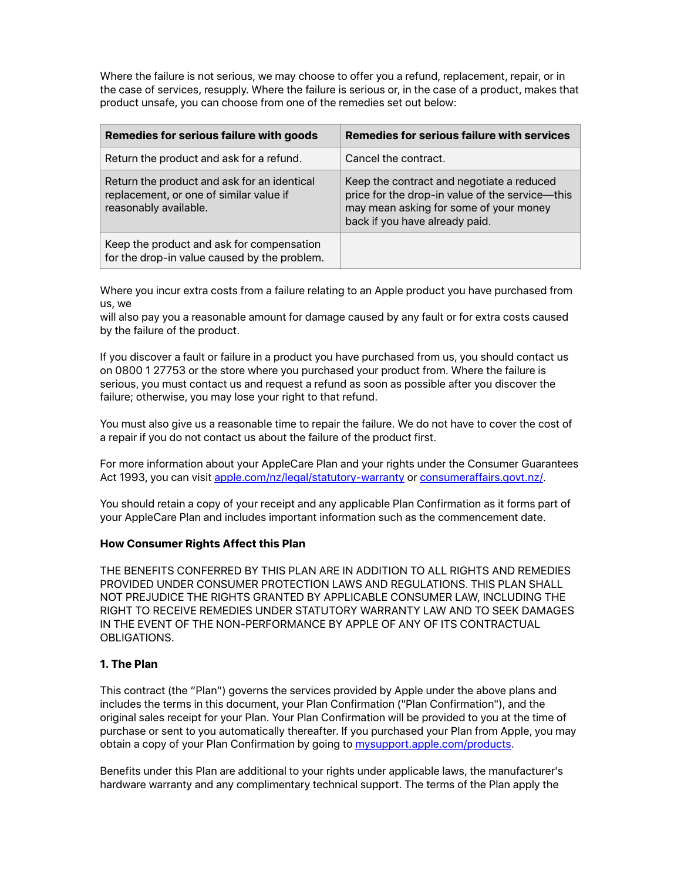Where the failure is not serious, we may choose to offer you a refund, replacement, repair, or in the case of services, resupply. Where the failure is serious or, in the case of a product, makes that product unsafe, you can choose from one of the remedies set out below:

| Remedies for serious failure with goods | Remedies for serious failure with services |
| --- | --- |
| Return the product and ask for a refund. | Cancel the contract. |
| Return the product and ask for an identical replacement, or one of similar value if reasonably available. | Keep the contract and negotiate a reduced price for the drop-in value of the service—this may mean asking for some of your money back if you have already paid. |
| Keep the product and ask for compensation for the drop-in value caused by the problem. | |

Where you incur extra costs from a failure relating to an Apple product you have purchased from us, we
will also pay you a reasonable amount for damage caused by any fault or for extra costs caused by the failure of the product.

If you discover a fault or failure in a product you have purchased from us, you should contact us on 0800 1 27753 or the store where you purchased your product from. Where the failure is serious, you must contact us and request a refund as soon as possible after you discover the failure; otherwise, you may lose your right to that refund.

You must also give us a reasonable time to repair the failure. We do not have to cover the cost of a repair if you do not contact us about the failure of the product first.

For more information about your AppleCare Plan and your rights under the Consumer Guarantees Act 1993, you can visit [apple.com/nz/legal/statutory-warranty](apple.com/nz/legal/statutory-warranty) or [consumeraffairs.govt.nz/](consumeraffairs.govt.nz/).

You should retain a copy of your receipt and any applicable Plan Confirmation as it forms part of your AppleCare Plan and includes important information such as the commencement date.

**How Consumer Rights Affect this Plan**

THE BENEFITS CONFERRED BY THIS PLAN ARE IN ADDITION TO ALL RIGHTS AND REMEDIES PROVIDED UNDER CONSUMER PROTECTION LAWS AND REGULATIONS. THIS PLAN SHALL NOT PREJUDICE THE RIGHTS GRANTED BY APPLICABLE CONSUMER LAW, INCLUDING THE RIGHT TO RECEIVE REMEDIES UNDER STATUTORY WARRANTY LAW AND TO SEEK DAMAGES IN THE EVENT OF THE NON-PERFORMANCE BY APPLE OF ANY OF ITS CONTRACTUAL OBLIGATIONS.

**1. The Plan**

This contract (the "Plan") governs the services provided by Apple under the above plans and includes the terms in this document, your Plan Confirmation ("Plan Confirmation"), and the original sales receipt for your Plan. Your Plan Confirmation will be provided to you at the time of purchase or sent to you automatically thereafter. If you purchased your Plan from Apple, you may obtain a copy of your Plan Confirmation by going to [mysupport.apple.com/products](mysupport.apple.com/products).

Benefits under this Plan are additional to your rights under applicable laws, the manufacturer's hardware warranty and any complimentary technical support. The terms of the Plan apply the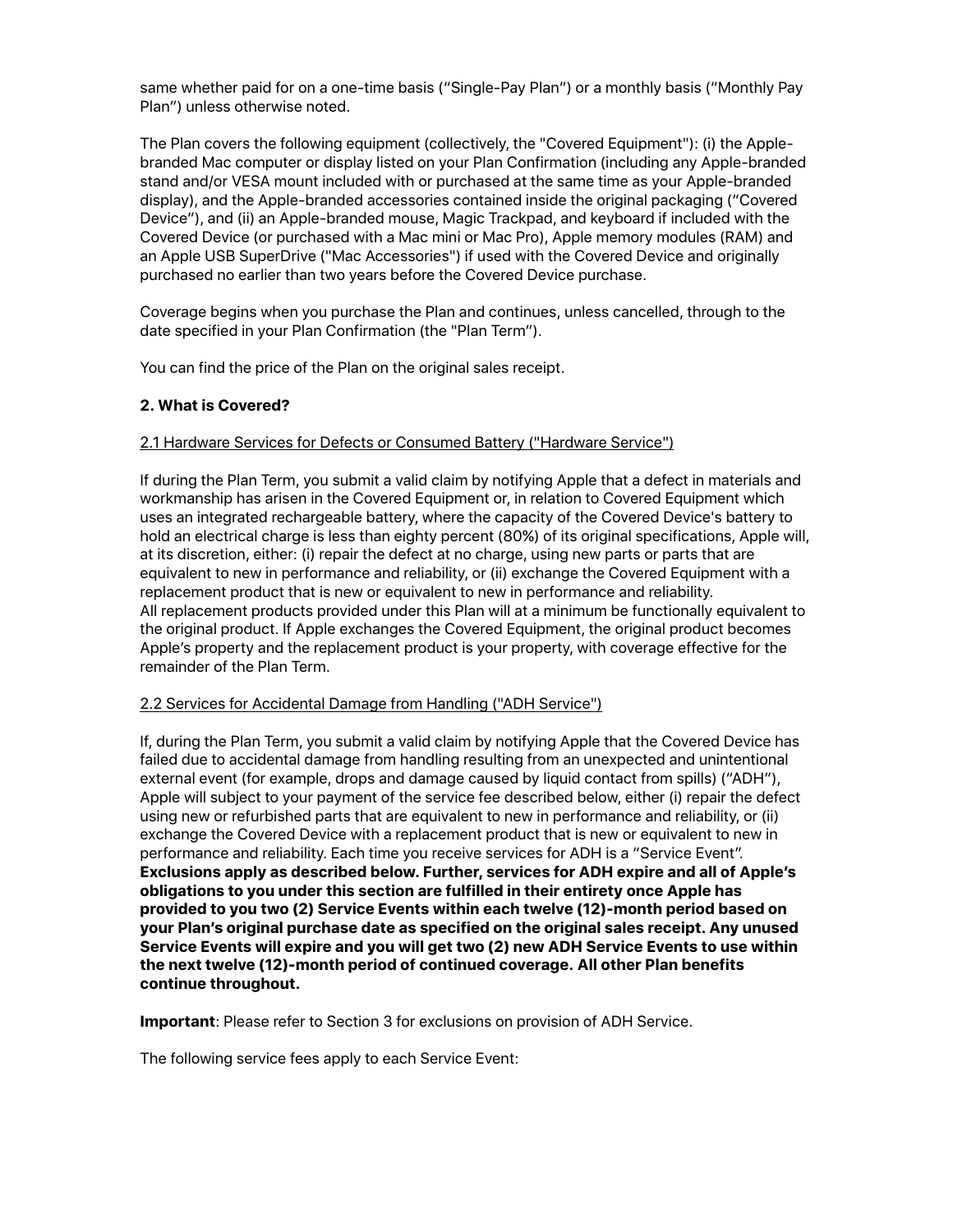same whether paid for on a one-time basis (“Single-Pay Plan”) or a monthly basis (“Monthly Pay Plan”) unless otherwise noted.

The Plan covers the following equipment (collectively, the "Covered Equipment"): (i) the Apple-branded Mac computer or display listed on your Plan Confirmation (including any Apple-branded stand and/or VESA mount included with or purchased at the same time as your Apple-branded display), and the Apple-branded accessories contained inside the original packaging (“Covered Device”), and (ii) an Apple-branded mouse, Magic Trackpad, and keyboard if included with the Covered Device (or purchased with a Mac mini or Mac Pro), Apple memory modules (RAM) and an Apple USB SuperDrive ("Mac Accessories") if used with the Covered Device and originally purchased no earlier than two years before the Covered Device purchase.

Coverage begins when you purchase the Plan and continues, unless cancelled, through to the date specified in your Plan Confirmation (the "Plan Term”).

You can find the price of the Plan on the original sales receipt.

## 2. What is Covered?

### 2.1 Hardware Services for Defects or Consumed Battery ("Hardware Service")

If during the Plan Term, you submit a valid claim by notifying Apple that a defect in materials and workmanship has arisen in the Covered Equipment or, in relation to Covered Equipment which uses an integrated rechargeable battery, where the capacity of the Covered Device's battery to hold an electrical charge is less than eighty percent (80%) of its original specifications, Apple will, at its discretion, either: (i) repair the defect at no charge, using new parts or parts that are equivalent to new in performance and reliability, or (ii) exchange the Covered Equipment with a replacement product that is new or equivalent to new in performance and reliability.
All replacement products provided under this Plan will at a minimum be functionally equivalent to the original product. If Apple exchanges the Covered Equipment, the original product becomes Apple’s property and the replacement product is your property, with coverage effective for the remainder of the Plan Term.

### 2.2 Services for Accidental Damage from Handling ("ADH Service")

If, during the Plan Term, you submit a valid claim by notifying Apple that the Covered Device has failed due to accidental damage from handling resulting from an unexpected and unintentional external event (for example, drops and damage caused by liquid contact from spills) (“ADH”), Apple will subject to your payment of the service fee described below, either (i) repair the defect using new or refurbished parts that are equivalent to new in performance and reliability, or (ii) exchange the Covered Device with a replacement product that is new or equivalent to new in performance and reliability. Each time you receive services for ADH is a “Service Event”.
**Exclusions apply as described below. Further, services for ADH expire and all of Apple’s obligations to you under this section are fulfilled in their entirety once Apple has provided to you two (2) Service Events within each twelve (12)-month period based on your Plan’s original purchase date as specified on the original sales receipt. Any unused Service Events will expire and you will get two (2) new ADH Service Events to use within the next twelve (12)-month period of continued coverage. All other Plan benefits continue throughout.**

**Important**: Please refer to Section 3 for exclusions on provision of ADH Service.

The following service fees apply to each Service Event: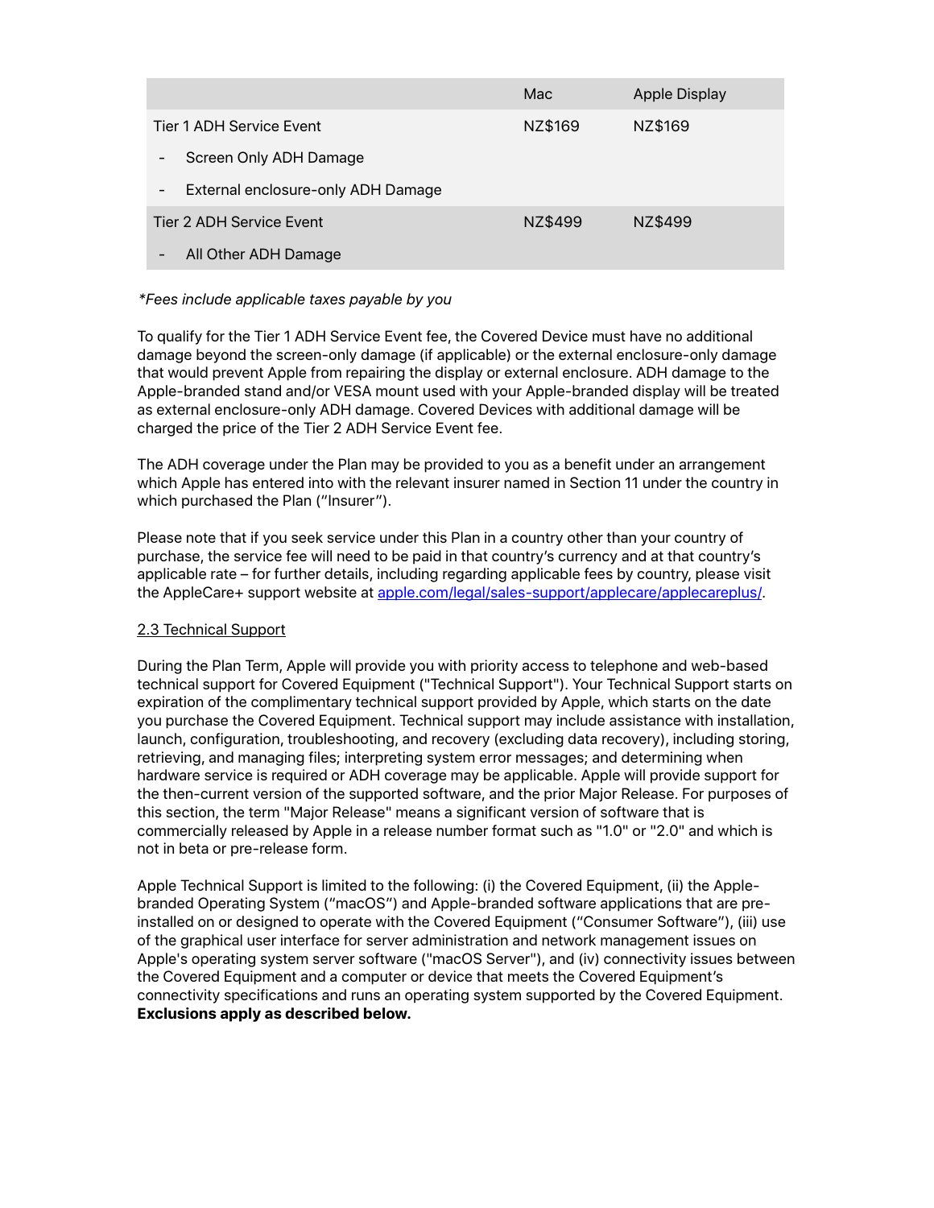| | Mac | Apple Display |
|---|---|---|
| Tier 1 ADH Service Event | NZ$169 | NZ$169 |
| - Screen Only ADH Damage | | |
| - External enclosure-only ADH Damage | | |
| Tier 2 ADH Service Event | NZ$499 | NZ$499 |
| - All Other ADH Damage | | |

*\*Fees include applicable taxes payable by you*

To qualify for the Tier 1 ADH Service Event fee, the Covered Device must have no additional damage beyond the screen-only damage (if applicable) or the external enclosure-only damage that would prevent Apple from repairing the display or external enclosure. ADH damage to the Apple-branded stand and/or VESA mount used with your Apple-branded display will be treated as external enclosure-only ADH damage. Covered Devices with additional damage will be charged the price of the Tier 2 ADH Service Event fee.

The ADH coverage under the Plan may be provided to you as a benefit under an arrangement which Apple has entered into with the relevant insurer named in Section 11 under the country in which purchased the Plan ("Insurer").

Please note that if you seek service under this Plan in a country other than your country of purchase, the service fee will need to be paid in that country's currency and at that country's applicable rate – for further details, including regarding applicable fees by country, please visit the AppleCare+ support website at [apple.com/legal/sales-support/applecare/applecareplus/](apple.com/legal/sales-support/applecare/applecareplus/).

2.3 Technical Support

During the Plan Term, Apple will provide you with priority access to telephone and web-based technical support for Covered Equipment ("Technical Support"). Your Technical Support starts on expiration of the complimentary technical support provided by Apple, which starts on the date you purchase the Covered Equipment. Technical support may include assistance with installation, launch, configuration, troubleshooting, and recovery (excluding data recovery), including storing, retrieving, and managing files; interpreting system error messages; and determining when hardware service is required or ADH coverage may be applicable. Apple will provide support for the then-current version of the supported software, and the prior Major Release. For purposes of this section, the term "Major Release" means a significant version of software that is commercially released by Apple in a release number format such as "1.0" or "2.0" and which is not in beta or pre-release form.

Apple Technical Support is limited to the following: (i) the Covered Equipment, (ii) the Apple-branded Operating System ("macOS") and Apple-branded software applications that are pre-installed on or designed to operate with the Covered Equipment ("Consumer Software"), (iii) use of the graphical user interface for server administration and network management issues on Apple's operating system server software ("macOS Server"), and (iv) connectivity issues between the Covered Equipment and a computer or device that meets the Covered Equipment's connectivity specifications and runs an operating system supported by the Covered Equipment. **Exclusions apply as described below.**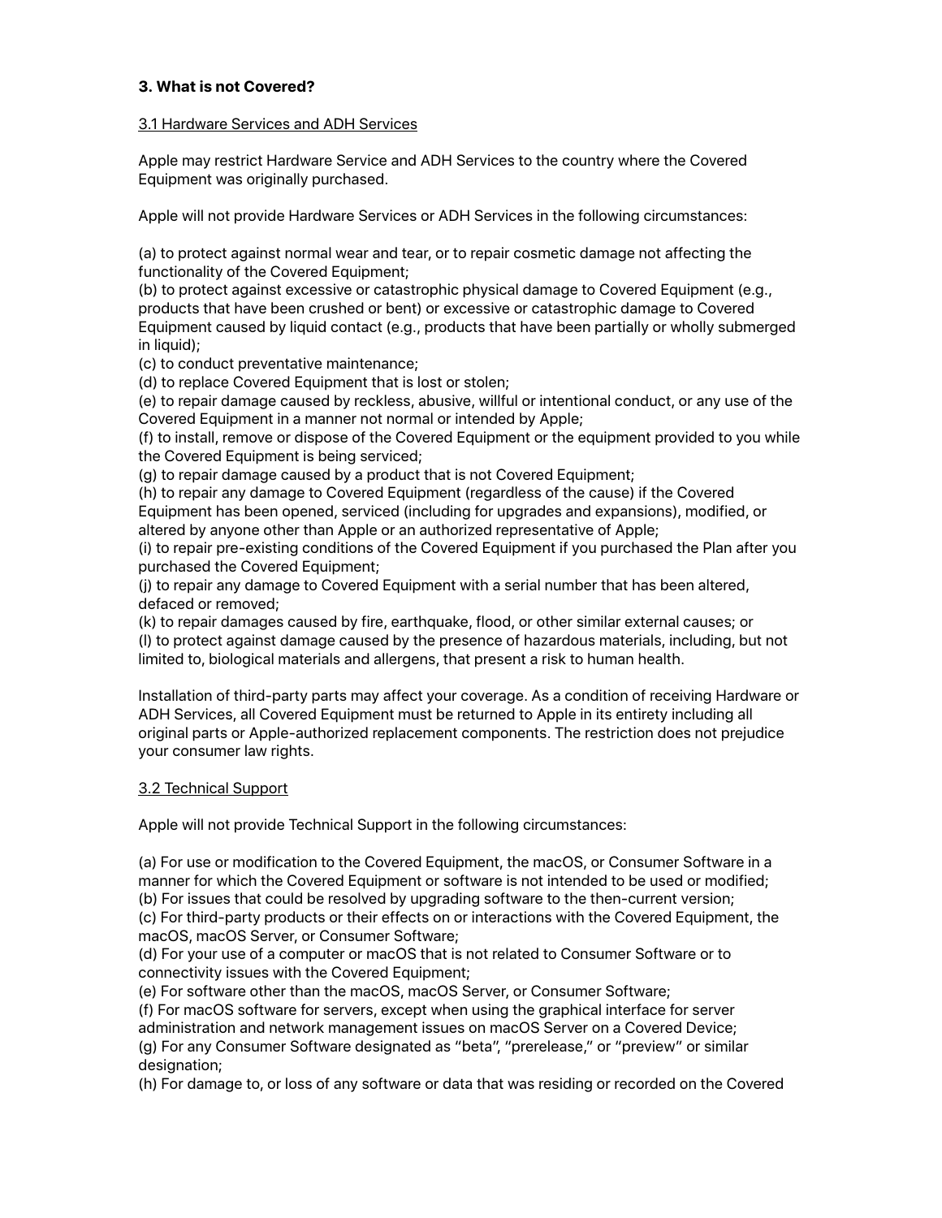### 3. What is not Covered?

3.1 Hardware Services and ADH Services

Apple may restrict Hardware Service and ADH Services to the country where the Covered Equipment was originally purchased.

Apple will not provide Hardware Services or ADH Services in the following circumstances:

(a) to protect against normal wear and tear, or to repair cosmetic damage not affecting the functionality of the Covered Equipment;
(b) to protect against excessive or catastrophic physical damage to Covered Equipment (e.g., products that have been crushed or bent) or excessive or catastrophic damage to Covered Equipment caused by liquid contact (e.g., products that have been partially or wholly submerged in liquid);
(c) to conduct preventative maintenance;
(d) to replace Covered Equipment that is lost or stolen;
(e) to repair damage caused by reckless, abusive, willful or intentional conduct, or any use of the Covered Equipment in a manner not normal or intended by Apple;
(f) to install, remove or dispose of the Covered Equipment or the equipment provided to you while the Covered Equipment is being serviced;
(g) to repair damage caused by a product that is not Covered Equipment;
(h) to repair any damage to Covered Equipment (regardless of the cause) if the Covered Equipment has been opened, serviced (including for upgrades and expansions), modified, or altered by anyone other than Apple or an authorized representative of Apple;
(i) to repair pre-existing conditions of the Covered Equipment if you purchased the Plan after you purchased the Covered Equipment;
(j) to repair any damage to Covered Equipment with a serial number that has been altered, defaced or removed;
(k) to repair damages caused by fire, earthquake, flood, or other similar external causes; or
(l) to protect against damage caused by the presence of hazardous materials, including, but not limited to, biological materials and allergens, that present a risk to human health.

Installation of third-party parts may affect your coverage. As a condition of receiving Hardware or ADH Services, all Covered Equipment must be returned to Apple in its entirety including all original parts or Apple-authorized replacement components. The restriction does not prejudice your consumer law rights.

3.2 Technical Support

Apple will not provide Technical Support in the following circumstances:

(a) For use or modification to the Covered Equipment, the macOS, or Consumer Software in a manner for which the Covered Equipment or software is not intended to be used or modified;
(b) For issues that could be resolved by upgrading software to the then-current version;
(c) For third-party products or their effects on or interactions with the Covered Equipment, the macOS, macOS Server, or Consumer Software;
(d) For your use of a computer or macOS that is not related to Consumer Software or to connectivity issues with the Covered Equipment;
(e) For software other than the macOS, macOS Server, or Consumer Software;
(f) For macOS software for servers, except when using the graphical interface for server administration and network management issues on macOS Server on a Covered Device;
(g) For any Consumer Software designated as "beta", "prerelease," or "preview" or similar designation;
(h) For damage to, or loss of any software or data that was residing or recorded on the Covered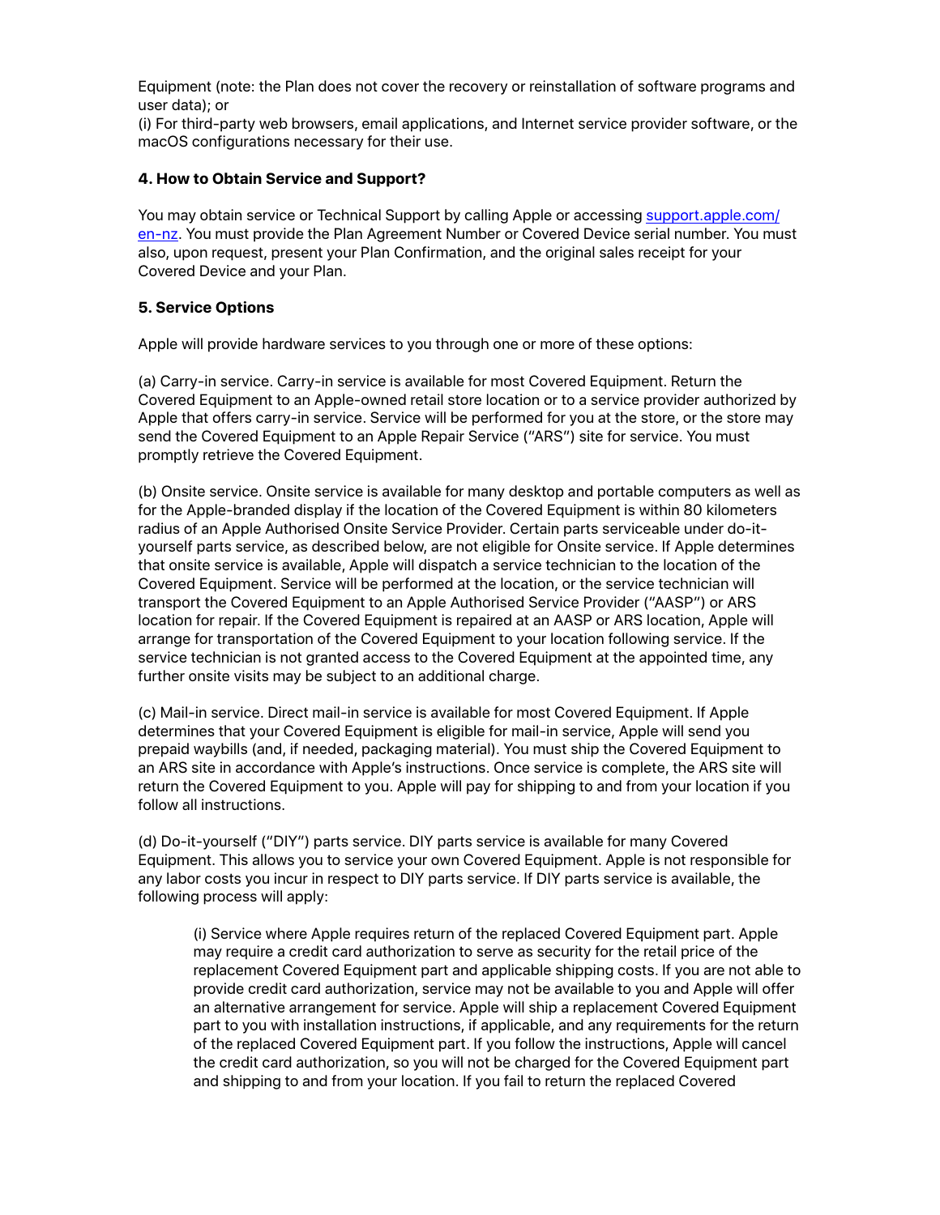Equipment (note: the Plan does not cover the recovery or reinstallation of software programs and user data); or

(i) For third-party web browsers, email applications, and Internet service provider software, or the macOS configurations necessary for their use.

**4. How to Obtain Service and Support?**

You may obtain service or Technical Support by calling Apple or accessing [support.apple.com/en-nz](support.apple.com/en-nz). You must provide the Plan Agreement Number or Covered Device serial number. You must also, upon request, present your Plan Confirmation, and the original sales receipt for your Covered Device and your Plan.

**5. Service Options**

Apple will provide hardware services to you through one or more of these options:

(a) Carry-in service. Carry-in service is available for most Covered Equipment. Return the Covered Equipment to an Apple-owned retail store location or to a service provider authorized by Apple that offers carry-in service. Service will be performed for you at the store, or the store may send the Covered Equipment to an Apple Repair Service ("ARS") site for service. You must promptly retrieve the Covered Equipment.

(b) Onsite service. Onsite service is available for many desktop and portable computers as well as for the Apple-branded display if the location of the Covered Equipment is within 80 kilometers radius of an Apple Authorised Onsite Service Provider. Certain parts serviceable under do-it-yourself parts service, as described below, are not eligible for Onsite service. If Apple determines that onsite service is available, Apple will dispatch a service technician to the location of the Covered Equipment. Service will be performed at the location, or the service technician will transport the Covered Equipment to an Apple Authorised Service Provider ("AASP") or ARS location for repair. If the Covered Equipment is repaired at an AASP or ARS location, Apple will arrange for transportation of the Covered Equipment to your location following service. If the service technician is not granted access to the Covered Equipment at the appointed time, any further onsite visits may be subject to an additional charge.

(c) Mail-in service. Direct mail-in service is available for most Covered Equipment. If Apple determines that your Covered Equipment is eligible for mail-in service, Apple will send you prepaid waybills (and, if needed, packaging material). You must ship the Covered Equipment to an ARS site in accordance with Apple's instructions. Once service is complete, the ARS site will return the Covered Equipment to you. Apple will pay for shipping to and from your location if you follow all instructions.

(d) Do-it-yourself ("DIY") parts service. DIY parts service is available for many Covered Equipment. This allows you to service your own Covered Equipment. Apple is not responsible for any labor costs you incur in respect to DIY parts service. If DIY parts service is available, the following process will apply:

> (i) Service where Apple requires return of the replaced Covered Equipment part. Apple may require a credit card authorization to serve as security for the retail price of the replacement Covered Equipment part and applicable shipping costs. If you are not able to provide credit card authorization, service may not be available to you and Apple will offer an alternative arrangement for service. Apple will ship a replacement Covered Equipment part to you with installation instructions, if applicable, and any requirements for the return of the replaced Covered Equipment part. If you follow the instructions, Apple will cancel the credit card authorization, so you will not be charged for the Covered Equipment part and shipping to and from your location. If you fail to return the replaced Covered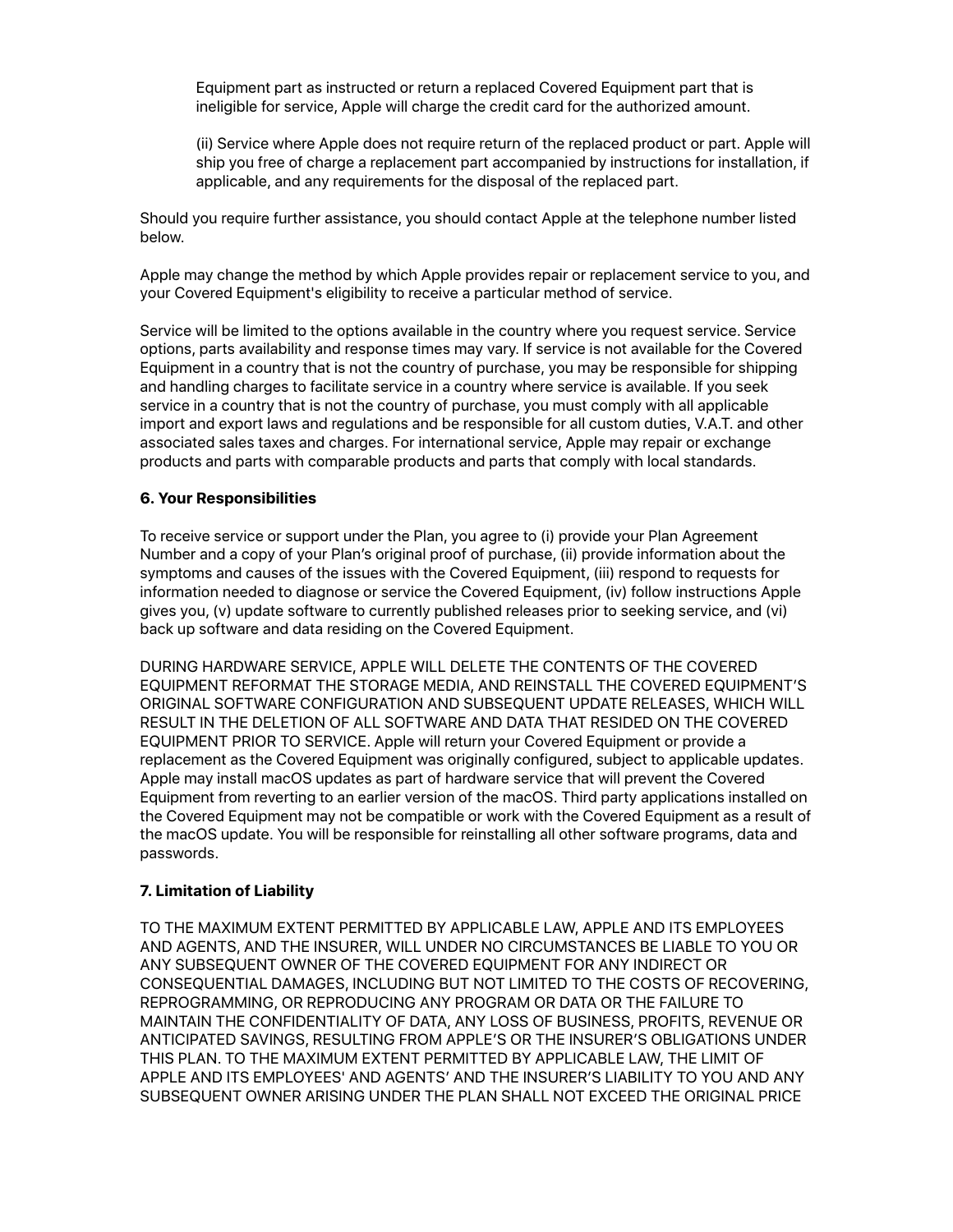Equipment part as instructed or return a replaced Covered Equipment part that is ineligible for service, Apple will charge the credit card for the authorized amount.

(ii) Service where Apple does not require return of the replaced product or part. Apple will ship you free of charge a replacement part accompanied by instructions for installation, if applicable, and any requirements for the disposal of the replaced part.

Should you require further assistance, you should contact Apple at the telephone number listed below.

Apple may change the method by which Apple provides repair or replacement service to you, and your Covered Equipment's eligibility to receive a particular method of service.

Service will be limited to the options available in the country where you request service. Service options, parts availability and response times may vary. If service is not available for the Covered Equipment in a country that is not the country of purchase, you may be responsible for shipping and handling charges to facilitate service in a country where service is available. If you seek service in a country that is not the country of purchase, you must comply with all applicable import and export laws and regulations and be responsible for all custom duties, V.A.T. and other associated sales taxes and charges. For international service, Apple may repair or exchange products and parts with comparable products and parts that comply with local standards.

**6. Your Responsibilities**

To receive service or support under the Plan, you agree to (i) provide your Plan Agreement Number and a copy of your Plan's original proof of purchase, (ii) provide information about the symptoms and causes of the issues with the Covered Equipment, (iii) respond to requests for information needed to diagnose or service the Covered Equipment, (iv) follow instructions Apple gives you, (v) update software to currently published releases prior to seeking service, and (vi) back up software and data residing on the Covered Equipment.

DURING HARDWARE SERVICE, APPLE WILL DELETE THE CONTENTS OF THE COVERED EQUIPMENT REFORMAT THE STORAGE MEDIA, AND REINSTALL THE COVERED EQUIPMENT'S ORIGINAL SOFTWARE CONFIGURATION AND SUBSEQUENT UPDATE RELEASES, WHICH WILL RESULT IN THE DELETION OF ALL SOFTWARE AND DATA THAT RESIDED ON THE COVERED EQUIPMENT PRIOR TO SERVICE. Apple will return your Covered Equipment or provide a replacement as the Covered Equipment was originally configured, subject to applicable updates. Apple may install macOS updates as part of hardware service that will prevent the Covered Equipment from reverting to an earlier version of the macOS. Third party applications installed on the Covered Equipment may not be compatible or work with the Covered Equipment as a result of the macOS update. You will be responsible for reinstalling all other software programs, data and passwords.

**7. Limitation of Liability**

TO THE MAXIMUM EXTENT PERMITTED BY APPLICABLE LAW, APPLE AND ITS EMPLOYEES AND AGENTS, AND THE INSURER, WILL UNDER NO CIRCUMSTANCES BE LIABLE TO YOU OR ANY SUBSEQUENT OWNER OF THE COVERED EQUIPMENT FOR ANY INDIRECT OR CONSEQUENTIAL DAMAGES, INCLUDING BUT NOT LIMITED TO THE COSTS OF RECOVERING, REPROGRAMMING, OR REPRODUCING ANY PROGRAM OR DATA OR THE FAILURE TO MAINTAIN THE CONFIDENTIALITY OF DATA, ANY LOSS OF BUSINESS, PROFITS, REVENUE OR ANTICIPATED SAVINGS, RESULTING FROM APPLE'S OR THE INSURER'S OBLIGATIONS UNDER THIS PLAN. TO THE MAXIMUM EXTENT PERMITTED BY APPLICABLE LAW, THE LIMIT OF APPLE AND ITS EMPLOYEES' AND AGENTS' AND THE INSURER'S LIABILITY TO YOU AND ANY SUBSEQUENT OWNER ARISING UNDER THE PLAN SHALL NOT EXCEED THE ORIGINAL PRICE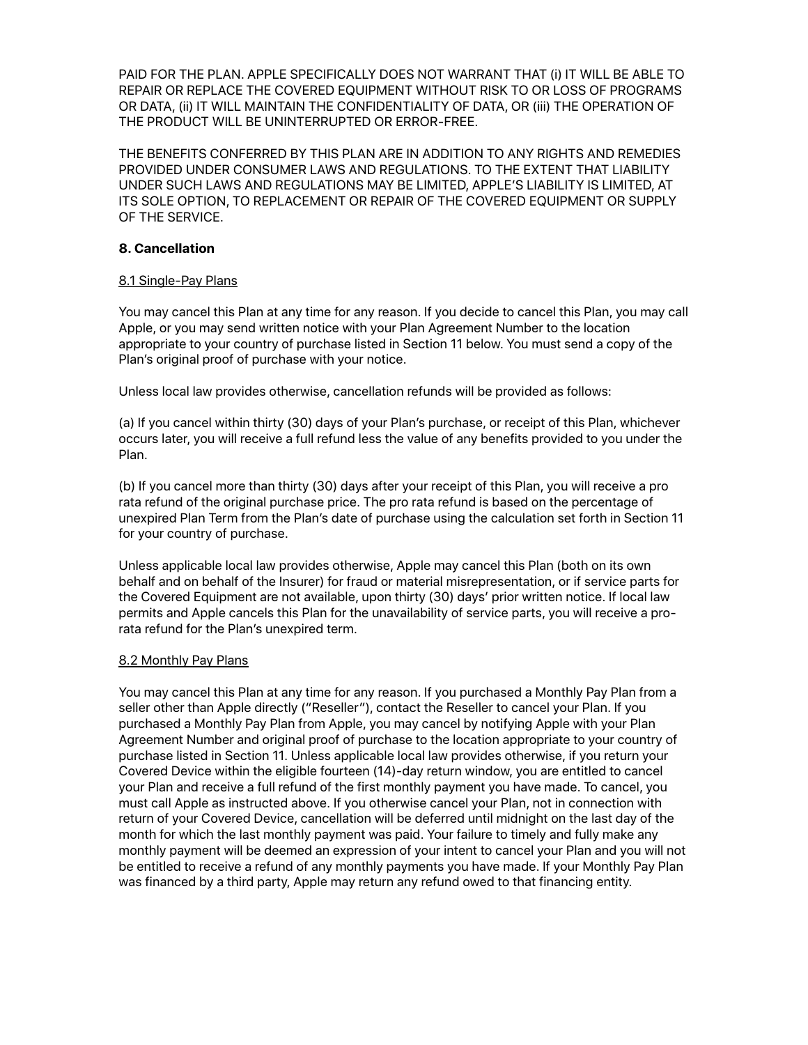PAID FOR THE PLAN. APPLE SPECIFICALLY DOES NOT WARRANT THAT (i) IT WILL BE ABLE TO REPAIR OR REPLACE THE COVERED EQUIPMENT WITHOUT RISK TO OR LOSS OF PROGRAMS OR DATA, (ii) IT WILL MAINTAIN THE CONFIDENTIALITY OF DATA, OR (iii) THE OPERATION OF THE PRODUCT WILL BE UNINTERRUPTED OR ERROR-FREE.

THE BENEFITS CONFERRED BY THIS PLAN ARE IN ADDITION TO ANY RIGHTS AND REMEDIES PROVIDED UNDER CONSUMER LAWS AND REGULATIONS. TO THE EXTENT THAT LIABILITY UNDER SUCH LAWS AND REGULATIONS MAY BE LIMITED, APPLE'S LIABILITY IS LIMITED, AT ITS SOLE OPTION, TO REPLACEMENT OR REPAIR OF THE COVERED EQUIPMENT OR SUPPLY OF THE SERVICE.

## 8. Cancellation

### 8.1 Single-Pay Plans

You may cancel this Plan at any time for any reason. If you decide to cancel this Plan, you may call Apple, or you may send written notice with your Plan Agreement Number to the location appropriate to your country of purchase listed in Section 11 below. You must send a copy of the Plan's original proof of purchase with your notice.

Unless local law provides otherwise, cancellation refunds will be provided as follows:

(a) If you cancel within thirty (30) days of your Plan's purchase, or receipt of this Plan, whichever occurs later, you will receive a full refund less the value of any benefits provided to you under the Plan.

(b) If you cancel more than thirty (30) days after your receipt of this Plan, you will receive a pro rata refund of the original purchase price. The pro rata refund is based on the percentage of unexpired Plan Term from the Plan's date of purchase using the calculation set forth in Section 11 for your country of purchase.

Unless applicable local law provides otherwise, Apple may cancel this Plan (both on its own behalf and on behalf of the Insurer) for fraud or material misrepresentation, or if service parts for the Covered Equipment are not available, upon thirty (30) days' prior written notice. If local law permits and Apple cancels this Plan for the unavailability of service parts, you will receive a pro-rata refund for the Plan's unexpired term.

### 8.2 Monthly Pay Plans

You may cancel this Plan at any time for any reason. If you purchased a Monthly Pay Plan from a seller other than Apple directly ("Reseller"), contact the Reseller to cancel your Plan. If you purchased a Monthly Pay Plan from Apple, you may cancel by notifying Apple with your Plan Agreement Number and original proof of purchase to the location appropriate to your country of purchase listed in Section 11. Unless applicable local law provides otherwise, if you return your Covered Device within the eligible fourteen (14)-day return window, you are entitled to cancel your Plan and receive a full refund of the first monthly payment you have made. To cancel, you must call Apple as instructed above. If you otherwise cancel your Plan, not in connection with return of your Covered Device, cancellation will be deferred until midnight on the last day of the month for which the last monthly payment was paid. Your failure to timely and fully make any monthly payment will be deemed an expression of your intent to cancel your Plan and you will not be entitled to receive a refund of any monthly payments you have made. If your Monthly Pay Plan was financed by a third party, Apple may return any refund owed to that financing entity.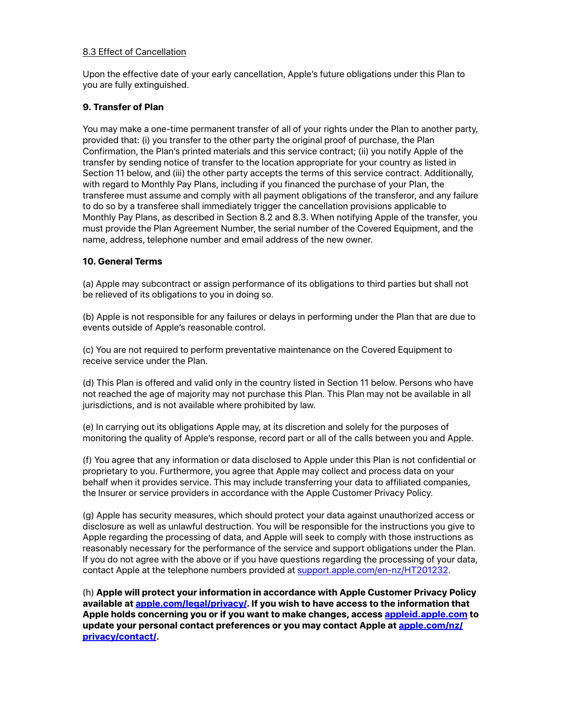8.3 Effect of Cancellation

Upon the effective date of your early cancellation, Apple's future obligations under this Plan to you are fully extinguished.

**9. Transfer of Plan**

You may make a one-time permanent transfer of all of your rights under the Plan to another party, provided that: (i) you transfer to the other party the original proof of purchase, the Plan Confirmation, the Plan's printed materials and this service contract; (ii) you notify Apple of the transfer by sending notice of transfer to the location appropriate for your country as listed in Section 11 below, and (iii) the other party accepts the terms of this service contract. Additionally, with regard to Monthly Pay Plans, including if you financed the purchase of your Plan, the transferee must assume and comply with all payment obligations of the transferor, and any failure to do so by a transferee shall immediately trigger the cancellation provisions applicable to Monthly Pay Plans, as described in Section 8.2 and 8.3. When notifying Apple of the transfer, you must provide the Plan Agreement Number, the serial number of the Covered Equipment, and the name, address, telephone number and email address of the new owner.

**10. General Terms**

(a) Apple may subcontract or assign performance of its obligations to third parties but shall not be relieved of its obligations to you in doing so.

(b) Apple is not responsible for any failures or delays in performing under the Plan that are due to events outside of Apple's reasonable control.

(c) You are not required to perform preventative maintenance on the Covered Equipment to receive service under the Plan.

(d) This Plan is offered and valid only in the country listed in Section 11 below. Persons who have not reached the age of majority may not purchase this Plan. This Plan may not be available in all jurisdictions, and is not available where prohibited by law.

(e) In carrying out its obligations Apple may, at its discretion and solely for the purposes of monitoring the quality of Apple's response, record part or all of the calls between you and Apple.

(f) You agree that any information or data disclosed to Apple under this Plan is not confidential or proprietary to you. Furthermore, you agree that Apple may collect and process data on your behalf when it provides service. This may include transferring your data to affiliated companies, the Insurer or service providers in accordance with the Apple Customer Privacy Policy.

(g) Apple has security measures, which should protect your data against unauthorized access or disclosure as well as unlawful destruction. You will be responsible for the instructions you give to Apple regarding the processing of data, and Apple will seek to comply with those instructions as reasonably necessary for the performance of the service and support obligations under the Plan. If you do not agree with the above or if you have questions regarding the processing of your data, contact Apple at the telephone numbers provided at support.apple.com/en-nz/HT201232.

(h) **Apple will protect your information in accordance with Apple Customer Privacy Policy available at apple.com/legal/privacy/. If you wish to have access to the information that Apple holds concerning you or if you want to make changes, access appleid.apple.com to update your personal contact preferences or you may contact Apple at apple.com/nz/privacy/contact/.**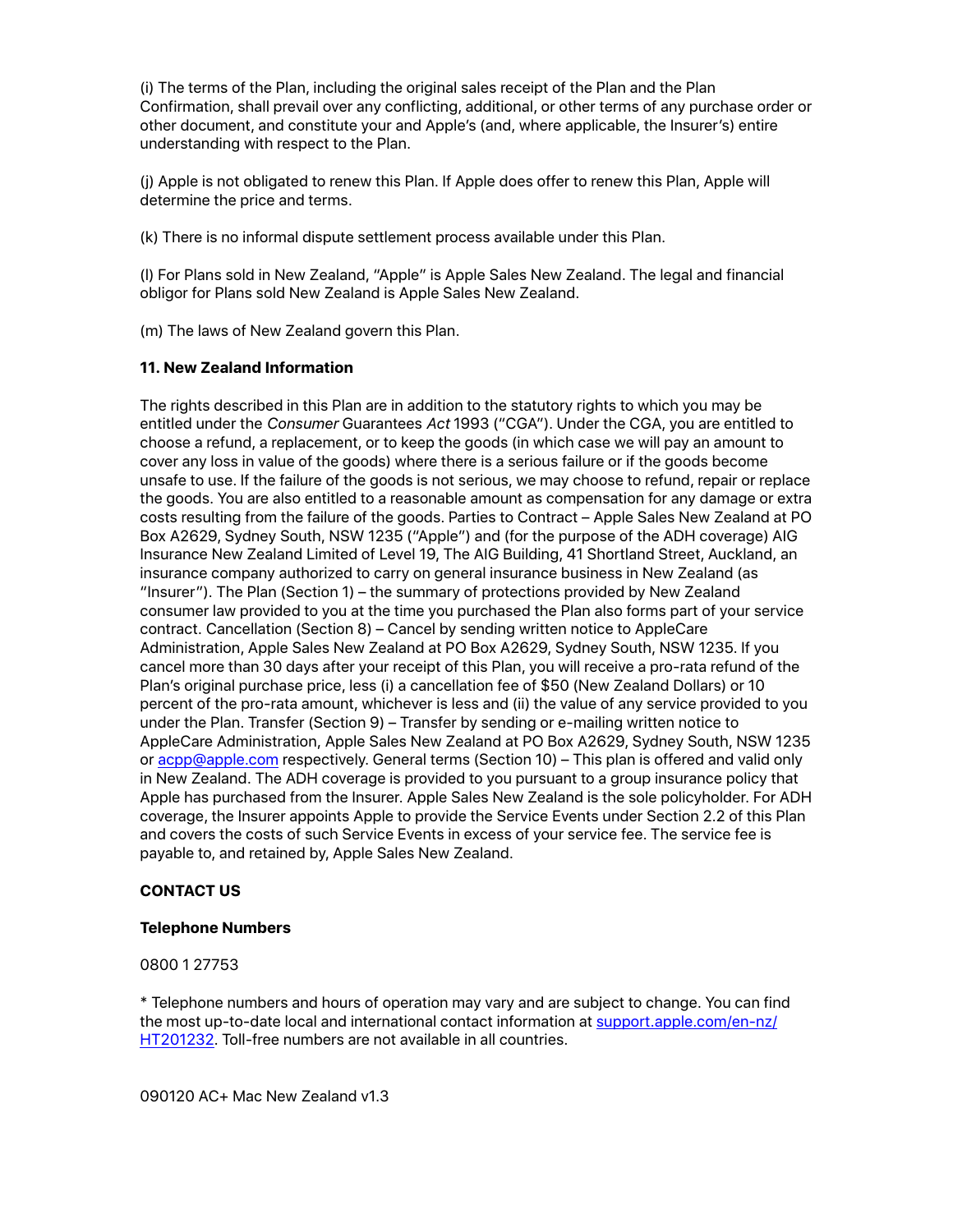(i) The terms of the Plan, including the original sales receipt of the Plan and the Plan Confirmation, shall prevail over any conflicting, additional, or other terms of any purchase order or other document, and constitute your and Apple's (and, where applicable, the Insurer's) entire understanding with respect to the Plan.

(j) Apple is not obligated to renew this Plan. If Apple does offer to renew this Plan, Apple will determine the price and terms.

(k) There is no informal dispute settlement process available under this Plan.

(l) For Plans sold in New Zealand, "Apple" is Apple Sales New Zealand. The legal and financial obligor for Plans sold New Zealand is Apple Sales New Zealand.

(m) The laws of New Zealand govern this Plan.

**11. New Zealand Information**

The rights described in this Plan are in addition to the statutory rights to which you may be entitled under the *Consumer* Guarantees *Act* 1993 ("CGA"). Under the CGA, you are entitled to choose a refund, a replacement, or to keep the goods (in which case we will pay an amount to cover any loss in value of the goods) where there is a serious failure or if the goods become unsafe to use. If the failure of the goods is not serious, we may choose to refund, repair or replace the goods. You are also entitled to a reasonable amount as compensation for any damage or extra costs resulting from the failure of the goods. Parties to Contract – Apple Sales New Zealand at PO Box A2629, Sydney South, NSW 1235 ("Apple") and (for the purpose of the ADH coverage) AIG Insurance New Zealand Limited of Level 19, The AIG Building, 41 Shortland Street, Auckland, an insurance company authorized to carry on general insurance business in New Zealand (as "Insurer"). The Plan (Section 1) – the summary of protections provided by New Zealand consumer law provided to you at the time you purchased the Plan also forms part of your service contract. Cancellation (Section 8) – Cancel by sending written notice to AppleCare Administration, Apple Sales New Zealand at PO Box A2629, Sydney South, NSW 1235. If you cancel more than 30 days after your receipt of this Plan, you will receive a pro-rata refund of the Plan's original purchase price, less (i) a cancellation fee of $50 (New Zealand Dollars) or 10 percent of the pro-rata amount, whichever is less and (ii) the value of any service provided to you under the Plan. Transfer (Section 9) – Transfer by sending or e-mailing written notice to AppleCare Administration, Apple Sales New Zealand at PO Box A2629, Sydney South, NSW 1235 or acpp@apple.com respectively. General terms (Section 10) – This plan is offered and valid only in New Zealand. The ADH coverage is provided to you pursuant to a group insurance policy that Apple has purchased from the Insurer. Apple Sales New Zealand is the sole policyholder. For ADH coverage, the Insurer appoints Apple to provide the Service Events under Section 2.2 of this Plan and covers the costs of such Service Events in excess of your service fee. The service fee is payable to, and retained by, Apple Sales New Zealand.

**CONTACT US**

**Telephone Numbers**

0800 1 27753

* Telephone numbers and hours of operation may vary and are subject to change. You can find the most up-to-date local and international contact information at support.apple.com/en-nz/HT201232. Toll-free numbers are not available in all countries.

090120 AC+ Mac New Zealand v1.3